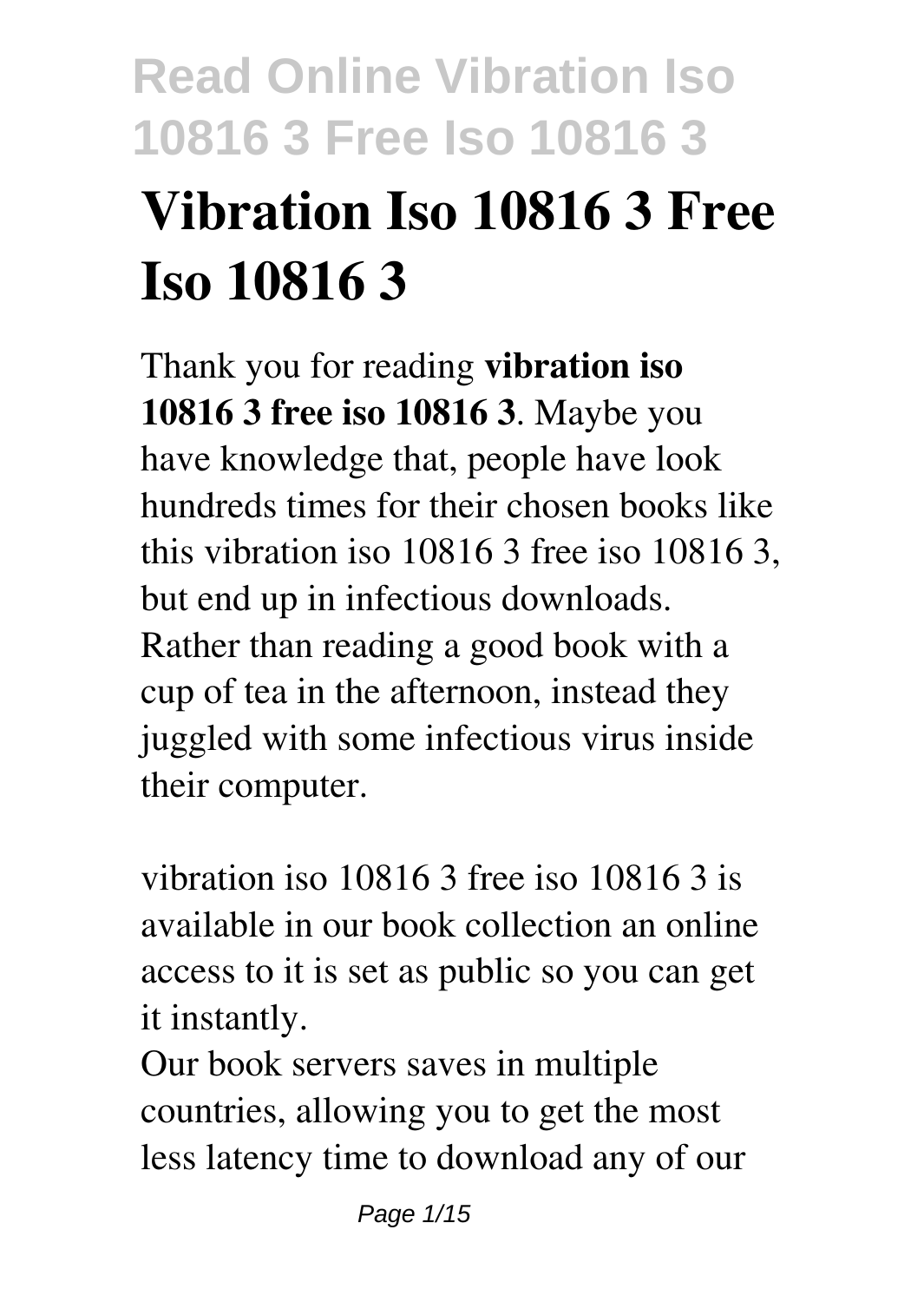# Vibration Iso 10816 3 Free Iso 10816 3

Thank you for reading **vibration iso 10816 3 free iso 10816 3**. Maybe you have knowledge that, people have look hundreds times for their chosen books like this vibration iso 10816 3 free iso 10816 3, but end up in infectious downloads. Rather than reading a good book with a cup of tea in the afternoon, instead they juggled with some infectious virus inside their computer.

vibration iso 10816 3 free iso 10816 3 is available in our book collection an online access to it is set as public so you can get it instantly.

Our book servers saves in multiple countries, allowing you to get the most less latency time to download any of our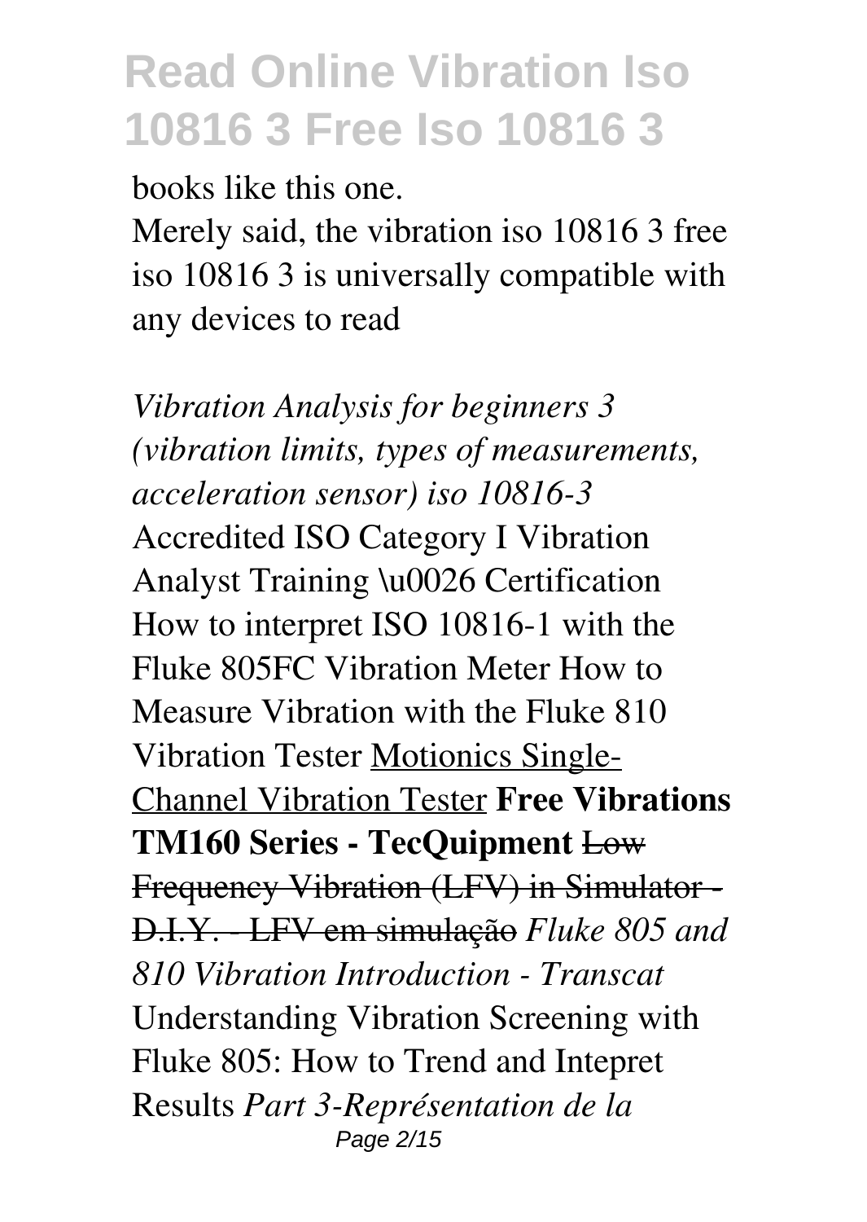books like this one.

Merely said, the vibration iso 10816 3 free iso 10816 3 is universally compatible with any devices to read

*Vibration Analysis for beginners 3 (vibration limits, types of measurements, acceleration sensor) iso 10816-3* Accredited ISO Category I Vibration Analyst Training \u0026 Certification How to interpret ISO 10816-1 with the Fluke 805FC Vibration Meter How to Measure Vibration with the Fluke 810 Vibration Tester Motionics Single-Channel Vibration Tester **Free Vibrations TM160 Series - TecQuipment** ~~Low Frequency Vibration (LFV) in Simulator - D.I.Y. - LFV em simulação~~ *Fluke 805 and 810 Vibration Introduction - Transcat* Understanding Vibration Screening with Fluke 805: How to Trend and Intepret Results *Part 3-Représentation de la*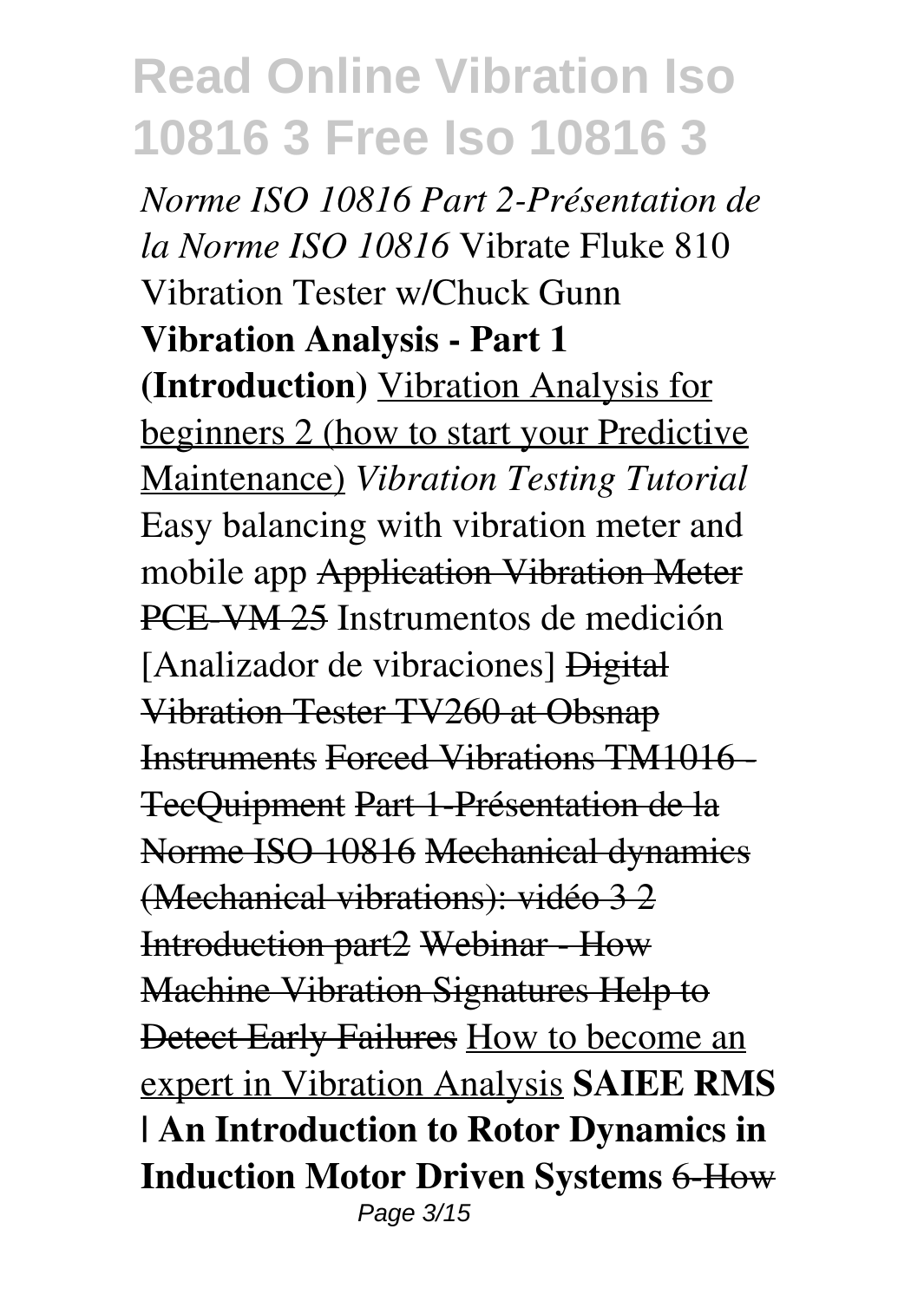*Norme ISO 10816 Part 2-Présentation de la Norme ISO 10816* Vibrate Fluke 810 Vibration Tester w/Chuck Gunn **Vibration Analysis - Part 1 (Introduction)** Vibration Analysis for beginners 2 (how to start your Predictive Maintenance) *Vibration Testing Tutorial* Easy balancing with vibration meter and mobile app ~~Application Vibration Meter PCE-VM 25~~ Instrumentos de medición [Analizador de vibraciones] ~~Digital Vibration Tester TV260 at Obsnap Instruments~~ ~~Forced Vibrations TM1016 - TecQuipment~~ ~~Part 1-Présentation de la Norme ISO 10816~~ ~~Mechanical dynamics (Mechanical vibrations): vidéo 3 2 Introduction part2~~ ~~Webinar - How Machine Vibration Signatures Help to Detect Early Failures~~ How to become an expert in Vibration Analysis **SAIEE RMS | An Introduction to Rotor Dynamics in Induction Motor Driven Systems** ~~6-How~~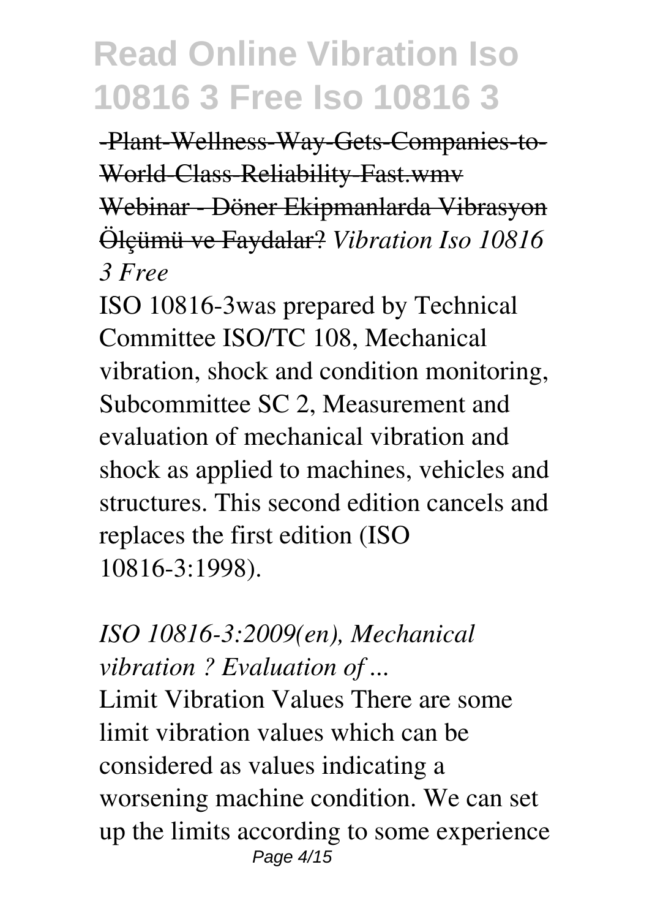~~-Plant-Wellness-Way-Gets-Companies-to-World-Class-Reliability-Fast.wmv~~
~~Webinar - Döner Ekipmanlarda Vibrasyon Ölçümü ve Faydalar?~~ *Vibration Iso 10816 3 Free*

ISO 10816-3was prepared by Technical Committee ISO/TC 108, Mechanical vibration, shock and condition monitoring, Subcommittee SC 2, Measurement and evaluation of mechanical vibration and shock as applied to machines, vehicles and structures. This second edition cancels and replaces the first edition (ISO 10816-3:1998).

*ISO 10816-3:2009(en), Mechanical vibration ? Evaluation of ...*

Limit Vibration Values There are some limit vibration values which can be considered as values indicating a worsening machine condition. We can set up the limits according to some experience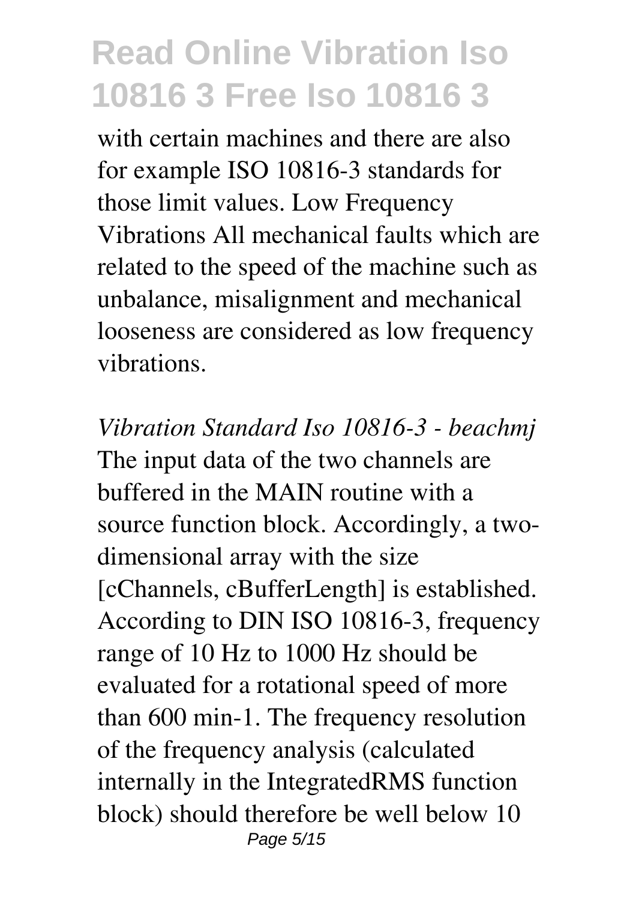with certain machines and there are also for example ISO 10816-3 standards for those limit values. Low Frequency Vibrations All mechanical faults which are related to the speed of the machine such as unbalance, misalignment and mechanical looseness are considered as low frequency vibrations.

*Vibration Standard Iso 10816-3 - beachmj*

The input data of the two channels are buffered in the MAIN routine with a source function block. Accordingly, a two-dimensional array with the size [cChannels, cBufferLength] is established. According to DIN ISO 10816-3, frequency range of 10 Hz to 1000 Hz should be evaluated for a rotational speed of more than 600 min-1. The frequency resolution of the frequency analysis (calculated internally in the IntegratedRMS function block) should therefore be well below 10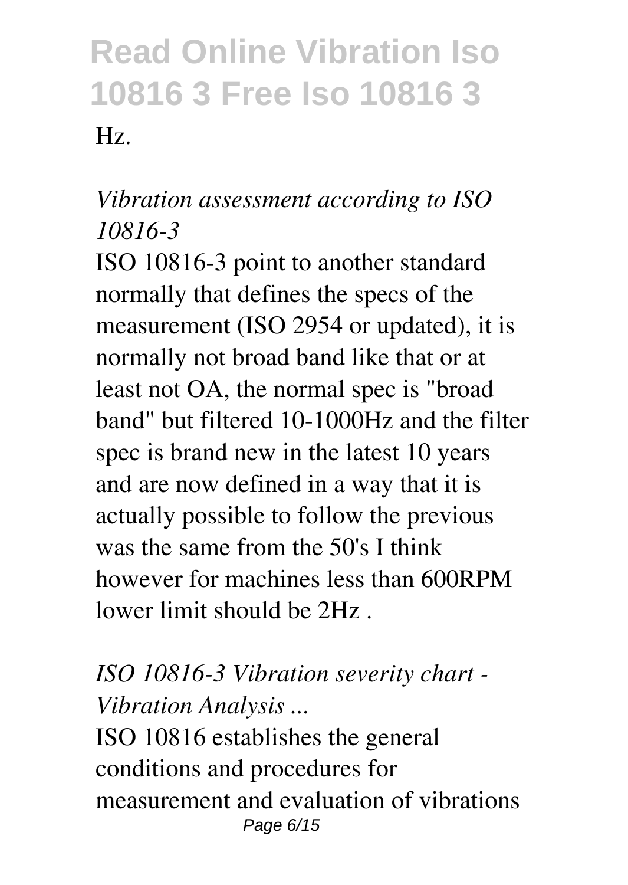Hz.

*Vibration assessment according to ISO 10816-3*

ISO 10816-3 point to another standard normally that defines the specs of the measurement (ISO 2954 or updated), it is normally not broad band like that or at least not OA, the normal spec is "broad band" but filtered 10-1000Hz and the filter spec is brand new in the latest 10 years and are now defined in a way that it is actually possible to follow the previous was the same from the 50's I think however for machines less than 600RPM lower limit should be 2Hz .

*ISO 10816-3 Vibration severity chart - Vibration Analysis ...*

ISO 10816 establishes the general conditions and procedures for measurement and evaluation of vibrations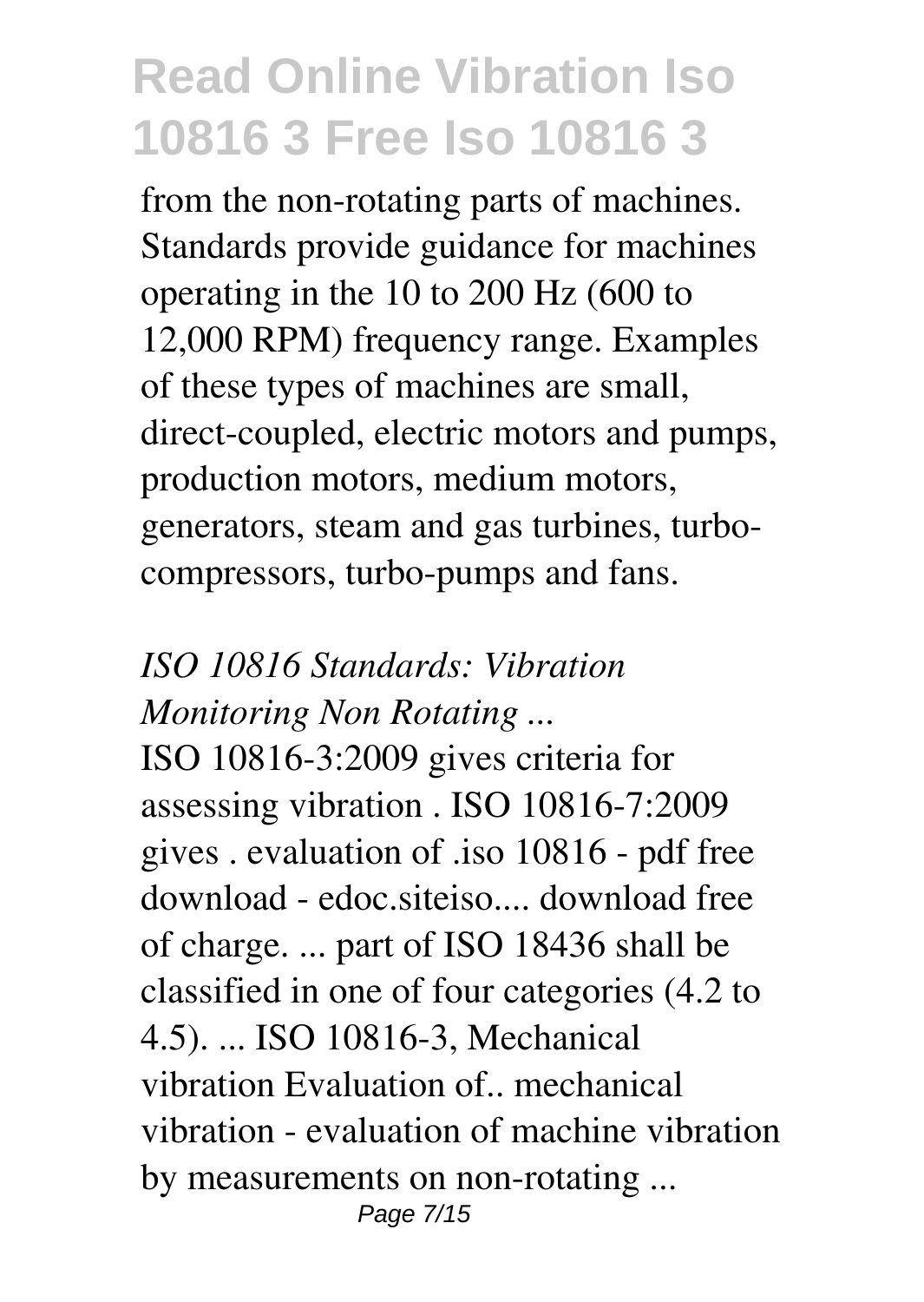from the non-rotating parts of machines. Standards provide guidance for machines operating in the 10 to 200 Hz (600 to 12,000 RPM) frequency range. Examples of these types of machines are small, direct-coupled, electric motors and pumps, production motors, medium motors, generators, steam and gas turbines, turbo-compressors, turbo-pumps and fans.

*ISO 10816 Standards: Vibration Monitoring Non Rotating ...*

ISO 10816-3:2009 gives criteria for assessing vibration . ISO 10816-7:2009 gives . evaluation of .iso 10816 - pdf free download - edoc.siteiso.... download free of charge. ... part of ISO 18436 shall be classified in one of four categories (4.2 to 4.5). ... ISO 10816-3, Mechanical vibration Evaluation of.. mechanical vibration - evaluation of machine vibration by measurements on non-rotating ...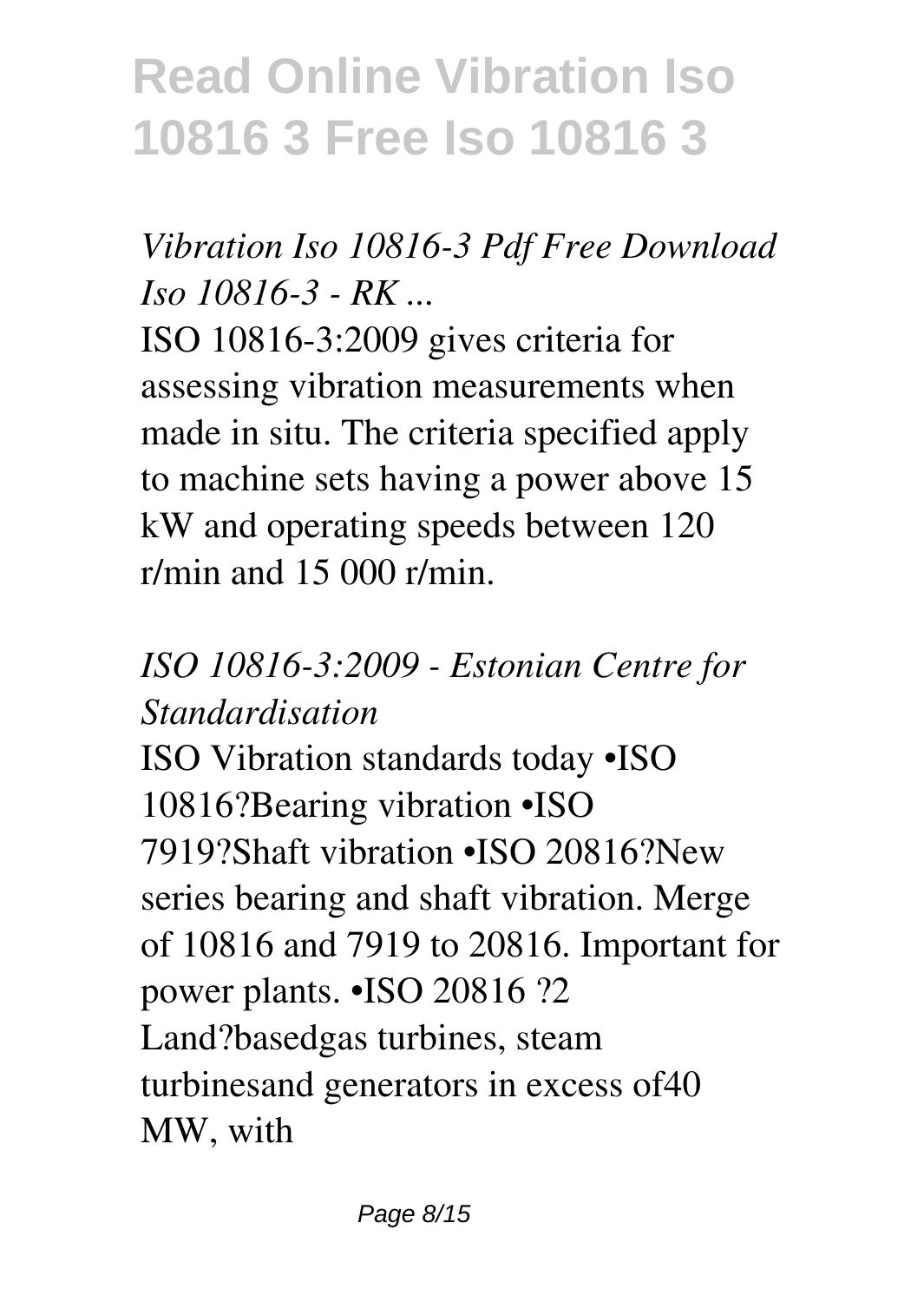*Vibration Iso 10816-3 Pdf Free Download Iso 10816-3 - RK ...*

ISO 10816-3:2009 gives criteria for assessing vibration measurements when made in situ. The criteria specified apply to machine sets having a power above 15 kW and operating speeds between 120 r/min and 15 000 r/min.

*ISO 10816-3:2009 - Estonian Centre for Standardisation*

ISO Vibration standards today •ISO 10816?Bearing vibration •ISO 7919?Shaft vibration •ISO 20816?New series bearing and shaft vibration. Merge of 10816 and 7919 to 20816. Important for power plants. •ISO 20816 ?2 Land?basedgas turbines, steam turbinesand generators in excess of40 MW, with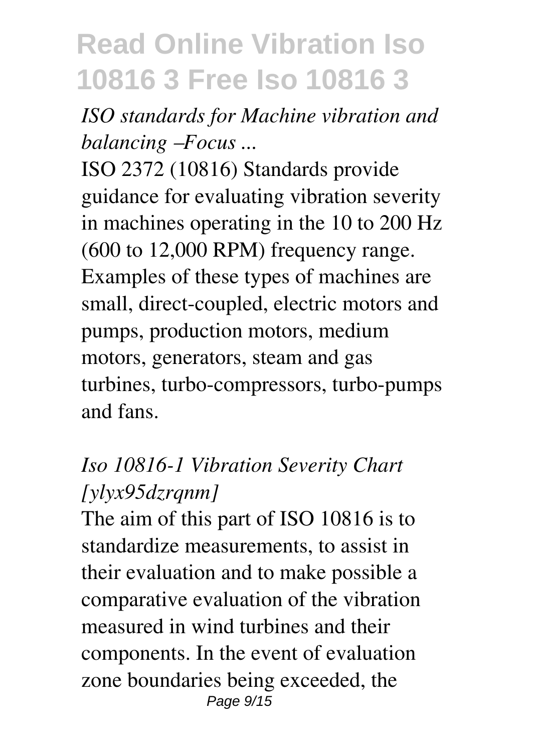*ISO standards for Machine vibration and balancing –Focus ...*

ISO 2372 (10816) Standards provide guidance for evaluating vibration severity in machines operating in the 10 to 200 Hz (600 to 12,000 RPM) frequency range. Examples of these types of machines are small, direct-coupled, electric motors and pumps, production motors, medium motors, generators, steam and gas turbines, turbo-compressors, turbo-pumps and fans.

*Iso 10816-1 Vibration Severity Chart [ylyx95dzrqnm]*

The aim of this part of ISO 10816 is to standardize measurements, to assist in their evaluation and to make possible a comparative evaluation of the vibration measured in wind turbines and their components. In the event of evaluation zone boundaries being exceeded, the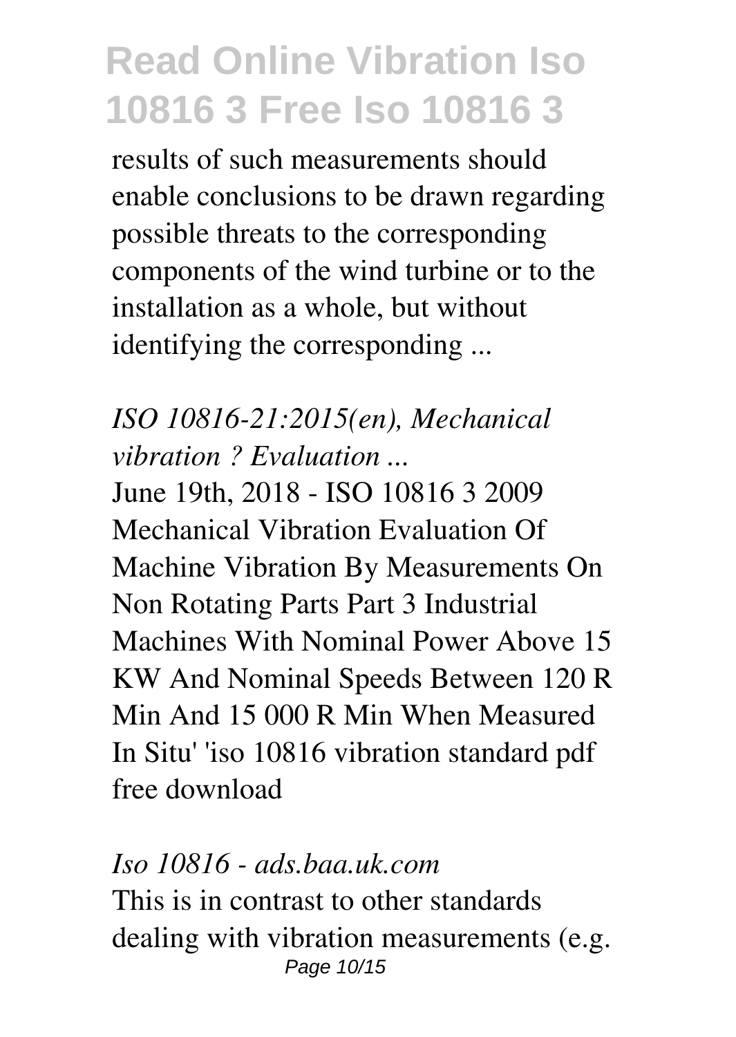results of such measurements should enable conclusions to be drawn regarding possible threats to the corresponding components of the wind turbine or to the installation as a whole, but without identifying the corresponding ...

*ISO 10816-21:2015(en), Mechanical vibration ? Evaluation ...*

June 19th, 2018 - ISO 10816 3 2009 Mechanical Vibration Evaluation Of Machine Vibration By Measurements On Non Rotating Parts Part 3 Industrial Machines With Nominal Power Above 15 KW And Nominal Speeds Between 120 R Min And 15 000 R Min When Measured In Situ' 'iso 10816 vibration standard pdf free download

*Iso 10816 - ads.baa.uk.com*

This is in contrast to other standards dealing with vibration measurements (e.g.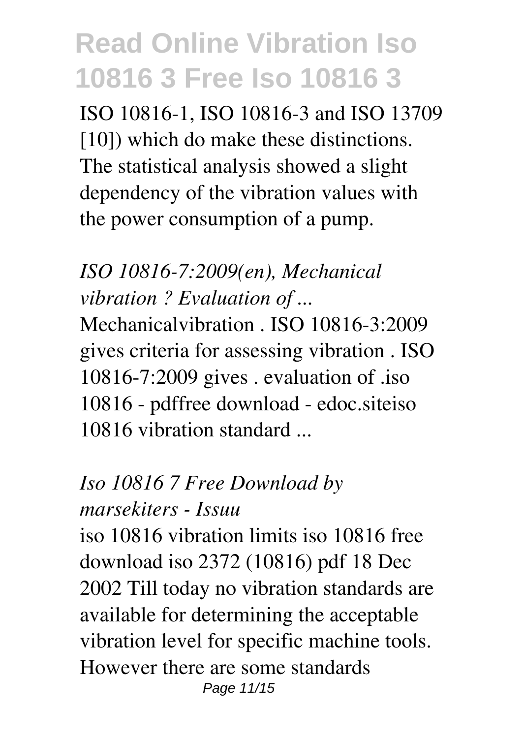ISO 10816-1, ISO 10816-3 and ISO 13709 [10]) which do make these distinctions. The statistical analysis showed a slight dependency of the vibration values with the power consumption of a pump.

*ISO 10816-7:2009(en), Mechanical vibration ? Evaluation of ...*

Mechanicalvibration . ISO 10816-3:2009 gives criteria for assessing vibration . ISO 10816-7:2009 gives . evaluation of .iso 10816 - pdffree download - edoc.siteiso 10816 vibration standard ...

*Iso 10816 7 Free Download by marsekiters - Issuu*

iso 10816 vibration limits iso 10816 free download iso 2372 (10816) pdf 18 Dec 2002 Till today no vibration standards are available for determining the acceptable vibration level for specific machine tools. However there are some standards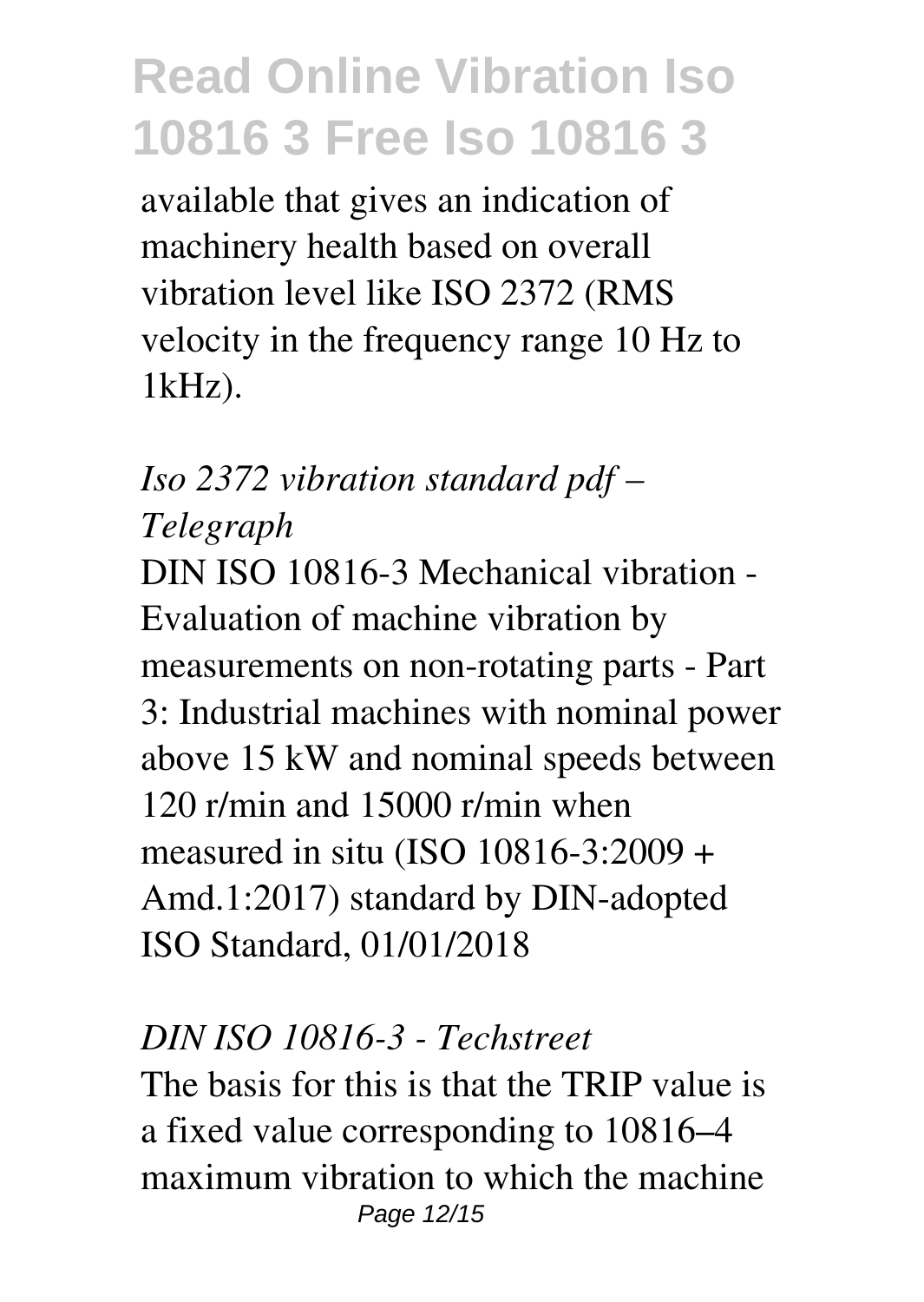available that gives an indication of machinery health based on overall vibration level like ISO 2372 (RMS velocity in the frequency range 10 Hz to 1kHz).

*Iso 2372 vibration standard pdf – Telegraph*

DIN ISO 10816-3 Mechanical vibration - Evaluation of machine vibration by measurements on non-rotating parts - Part 3: Industrial machines with nominal power above 15 kW and nominal speeds between 120 r/min and 15000 r/min when measured in situ (ISO 10816-3:2009 + Amd.1:2017) standard by DIN-adopted ISO Standard, 01/01/2018

*DIN ISO 10816-3 - Techstreet*

The basis for this is that the TRIP value is a fixed value corresponding to 10816–4 maximum vibration to which the machine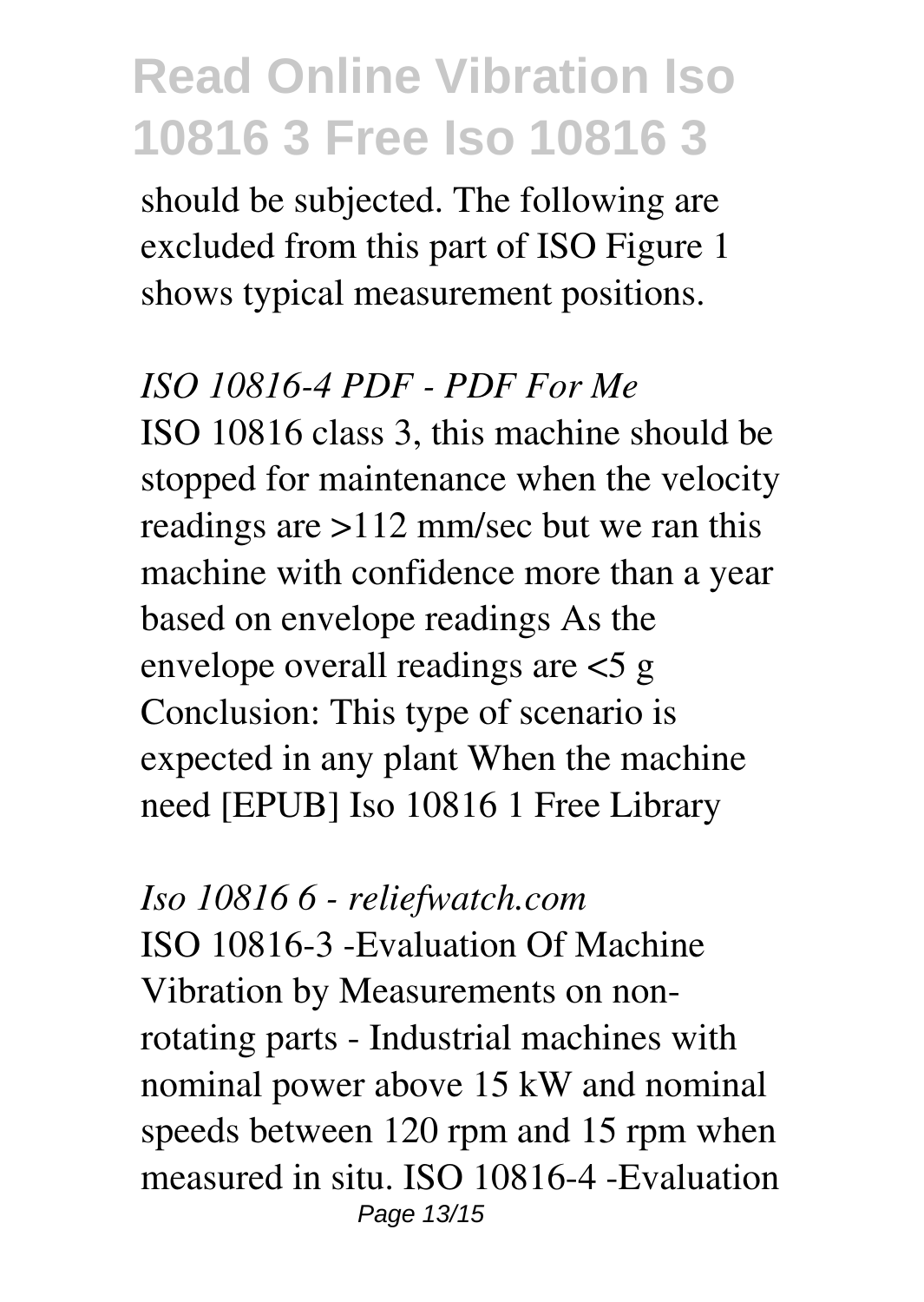should be subjected. The following are excluded from this part of ISO Figure 1 shows typical measurement positions.

*ISO 10816-4 PDF - PDF For Me*

ISO 10816 class 3, this machine should be stopped for maintenance when the velocity readings are >112 mm/sec but we ran this machine with confidence more than a year based on envelope readings As the envelope overall readings are <5 g Conclusion: This type of scenario is expected in any plant When the machine need [EPUB] Iso 10816 1 Free Library

*Iso 10816 6 - reliefwatch.com*

ISO 10816-3 -Evaluation Of Machine Vibration by Measurements on non-rotating parts - Industrial machines with nominal power above 15 kW and nominal speeds between 120 rpm and 15 rpm when measured in situ. ISO 10816-4 -Evaluation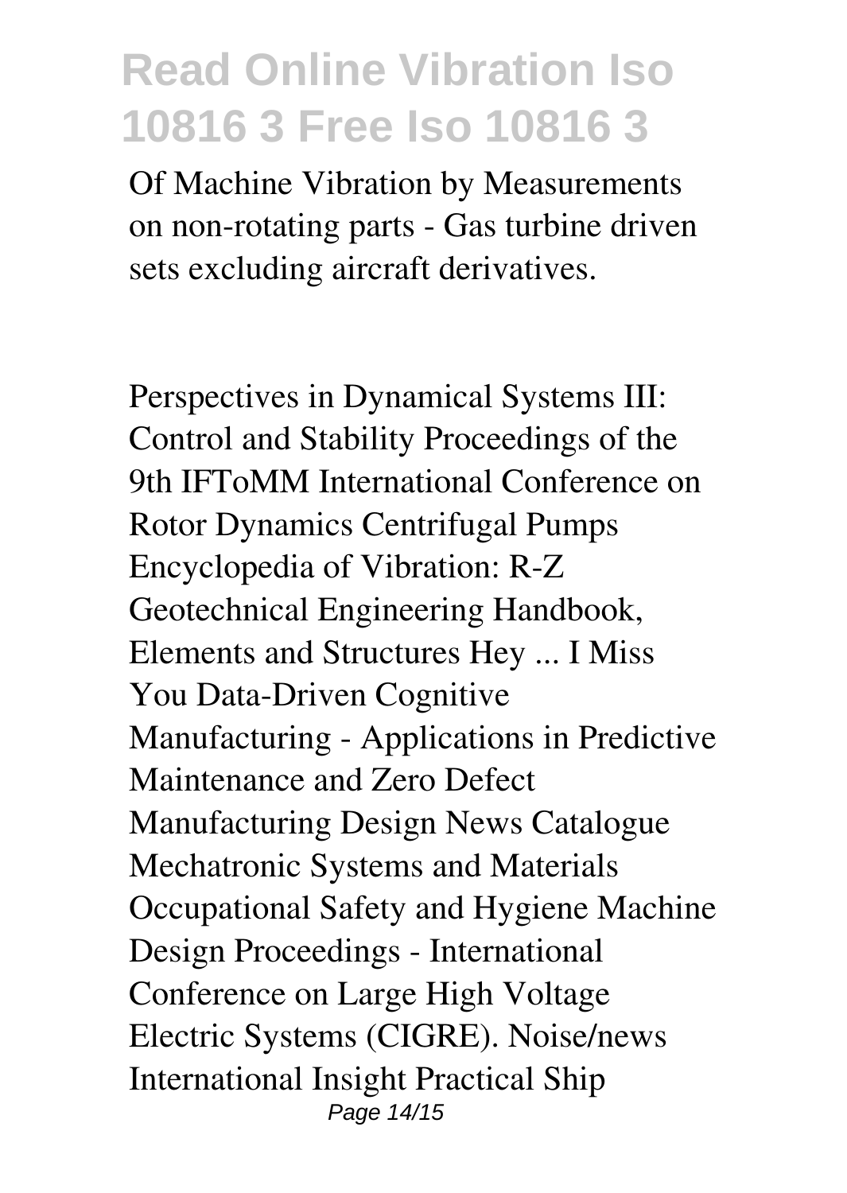Of Machine Vibration by Measurements on non-rotating parts - Gas turbine driven sets excluding aircraft derivatives.

Perspectives in Dynamical Systems III: Control and Stability Proceedings of the 9th IFToMM International Conference on Rotor Dynamics Centrifugal Pumps Encyclopedia of Vibration: R-Z Geotechnical Engineering Handbook, Elements and Structures Hey ... I Miss You Data-Driven Cognitive Manufacturing - Applications in Predictive Maintenance and Zero Defect Manufacturing Design News Catalogue Mechatronic Systems and Materials Occupational Safety and Hygiene Machine Design Proceedings - International Conference on Large High Voltage Electric Systems (CIGRE). Noise/news International Insight Practical Ship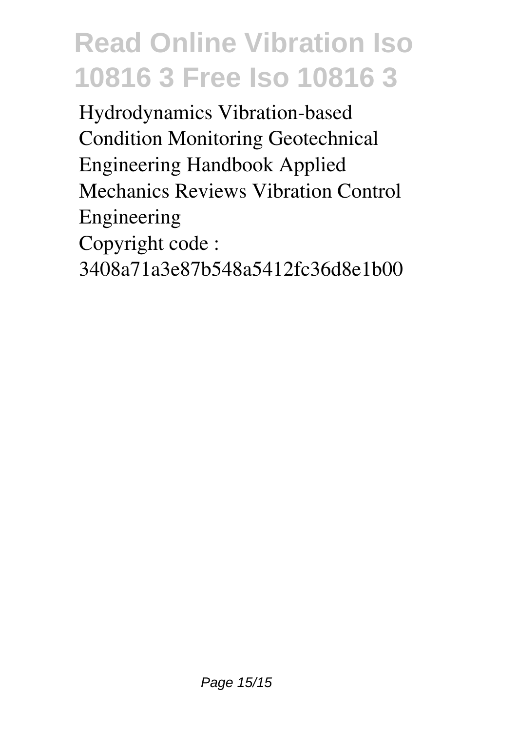Hydrodynamics Vibration-based Condition Monitoring Geotechnical Engineering Handbook Applied Mechanics Reviews Vibration Control Engineering

Copyright code : 3408a71a3e87b548a5412fc36d8e1b00